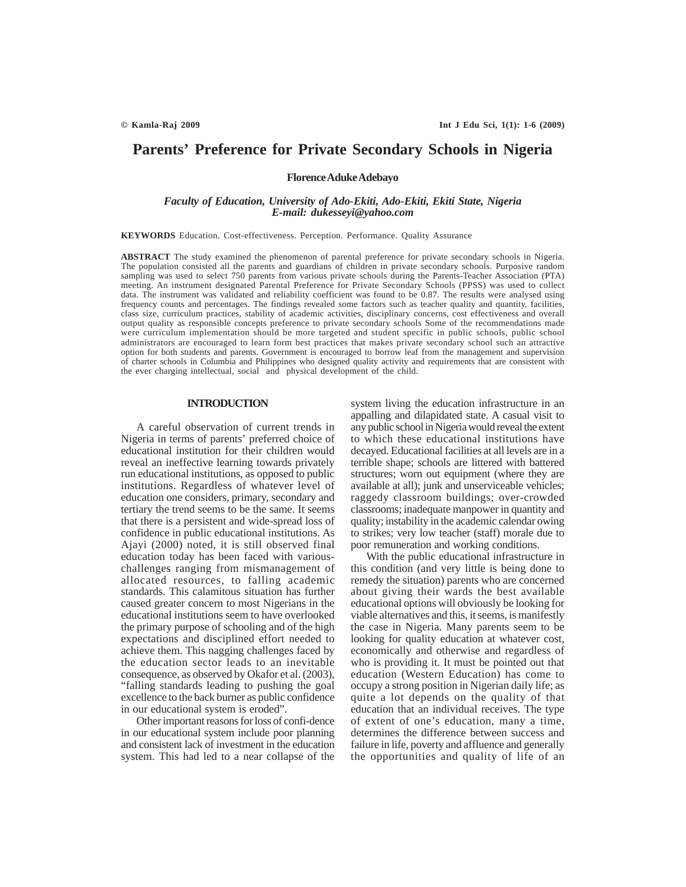# Parents' Preference for Private Secondary Schools in Nigeria

**Florence Aduke Adebayo**

*Faculty of Education, University of Ado-Ekiti, Ado-Ekiti, Ekiti State, Nigeria*
*E-mail: dukesseyi@yahoo.com*

**KEYWORDS** Education. Cost-effectiveness. Perception. Performance. Quality Assurance

**ABSTRACT** The study examined the phenomenon of parental preference for private secondary schools in Nigeria. The population consisted all the parents and guardians of children in private secondary schools. Purposive random sampling was used to select 750 parents from various private schools during the Parents-Teacher Association (PTA) meeting. An instrument designated Parental Preference for Private Secondary Schools (PPSS) was used to collect data. The instrument was validated and reliability coefficient was found to be 0.87. The results were analysed using frequency counts and percentages. The findings revealed some factors such as teacher quality and quantity, facilities, class size, curriculum practices, stability of academic activities, disciplinary concerns, cost effectiveness and overall output quality as responsible concepts preference to private secondary schools Some of the recommendations made were curriculum implementation should be more targeted and student specific in public schools, public school administrators are encouraged to learn form best practices that makes private secondary school such an attractive option for both students and parents. Government is encouraged to borrow leaf from the management and supervision of charter schools in Columbia and Philippines who designed quality activity and requirements that are consistent with the ever charging intellectual, social and physical development of the child.

## INTRODUCTION

A careful observation of current trends in Nigeria in terms of parents' preferred choice of educational institution for their children would reveal an ineffective learning towards privately run educational institutions, as opposed to public institutions. Regardless of whatever level of education one considers, primary, secondary and tertiary the trend seems to be the same. It seems that there is a persistent and wide-spread loss of confidence in public educational institutions. As Ajayi (2000) noted, it is still observed final education today has been faced with various-challenges ranging from mismanagement of allocated resources, to falling academic standards. This calamitous situation has further caused greater concern to most Nigerians in the educational institutions seem to have overlooked the primary purpose of schooling and of the high expectations and disciplined effort needed to achieve them. This nagging challenges faced by the education sector leads to an inevitable consequence, as observed by Okafor et al. (2003), "falling standards leading to pushing the goal excellence to the back burner as public confidence in our educational system is eroded".

Other important reasons for loss of confi-dence in our educational system include poor planning and consistent lack of investment in the education system. This had led to a near collapse of the system living the education infrastructure in an appalling and dilapidated state. A casual visit to any public school in Nigeria would reveal the extent to which these educational institutions have decayed. Educational facilities at all levels are in a terrible shape; schools are littered with battered structures; worn out equipment (where they are available at all); junk and unserviceable vehicles; raggedy classroom buildings; over-crowded classrooms; inadequate manpower in quantity and quality; instability in the academic calendar owing to strikes; very low teacher (staff) morale due to poor remuneration and working conditions.

With the public educational infrastructure in this condition (and very little is being done to remedy the situation) parents who are concerned about giving their wards the best available educational options will obviously be looking for viable alternatives and this, it seems, is manifestly the case in Nigeria. Many parents seem to be looking for quality education at whatever cost, economically and otherwise and regardless of who is providing it. It must be pointed out that education (Western Education) has come to occupy a strong position in Nigerian daily life; as quite a lot depends on the quality of that education that an individual receives. The type of extent of one's education, many a time, determines the difference between success and failure in life, poverty and affluence and generally the opportunities and quality of life of an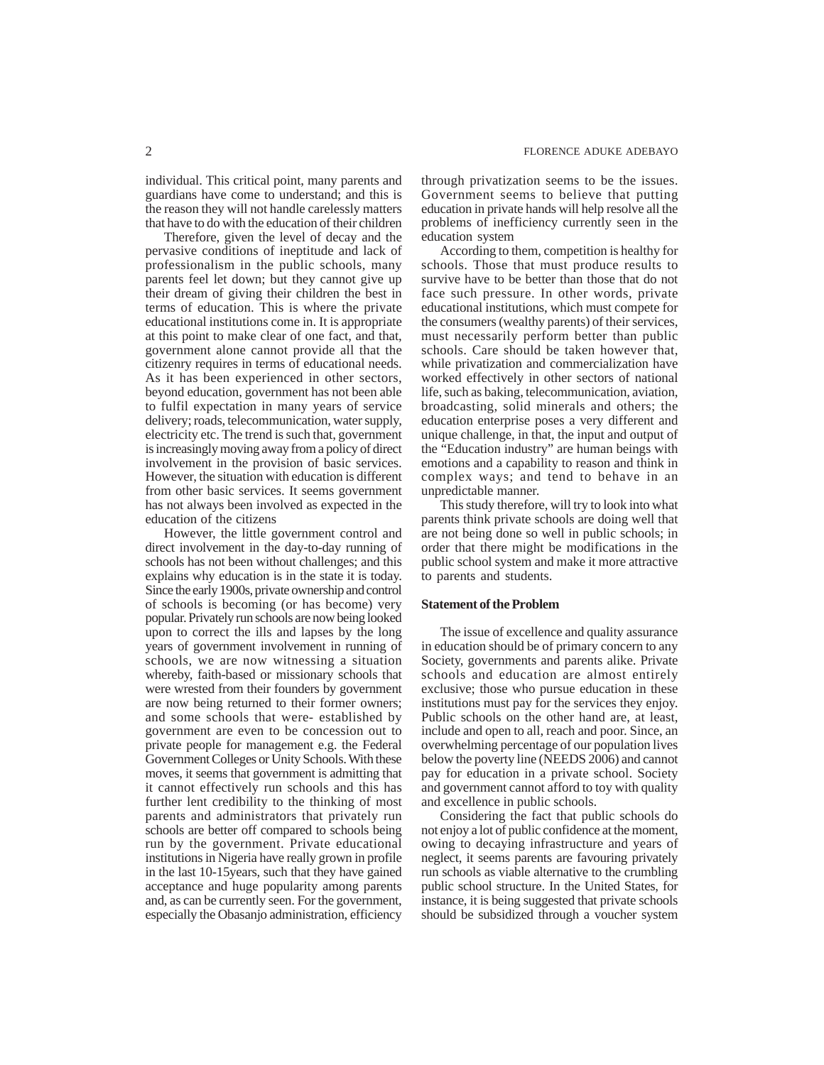individual. This critical point, many parents and guardians have come to understand; and this is the reason they will not handle carelessly matters that have to do with the education of their children

Therefore, given the level of decay and the pervasive conditions of ineptitude and lack of professionalism in the public schools, many parents feel let down; but they cannot give up their dream of giving their children the best in terms of education. This is where the private educational institutions come in. It is appropriate at this point to make clear of one fact, and that, government alone cannot provide all that the citizenry requires in terms of educational needs. As it has been experienced in other sectors, beyond education, government has not been able to fulfil expectation in many years of service delivery; roads, telecommunication, water supply, electricity etc. The trend is such that, government is increasingly moving away from a policy of direct involvement in the provision of basic services. However, the situation with education is different from other basic services. It seems government has not always been involved as expected in the education of the citizens

However, the little government control and direct involvement in the day-to-day running of schools has not been without challenges; and this explains why education is in the state it is today. Since the early 1900s, private ownership and control of schools is becoming (or has become) very popular. Privately run schools are now being looked upon to correct the ills and lapses by the long years of government involvement in running of schools, we are now witnessing a situation whereby, faith-based or missionary schools that were wrested from their founders by government are now being returned to their former owners; and some schools that were- established by government are even to be concession out to private people for management e.g. the Federal Government Colleges or Unity Schools. With these moves, it seems that government is admitting that it cannot effectively run schools and this has further lent credibility to the thinking of most parents and administrators that privately run schools are better off compared to schools being run by the government. Private educational institutions in Nigeria have really grown in profile in the last 10-15years, such that they have gained acceptance and huge popularity among parents and, as can be currently seen. For the government, especially the Obasanjo administration, efficiency through privatization seems to be the issues. Government seems to believe that putting education in private hands will help resolve all the problems of inefficiency currently seen in the education system

According to them, competition is healthy for schools. Those that must produce results to survive have to be better than those that do not face such pressure. In other words, private educational institutions, which must compete for the consumers (wealthy parents) of their services, must necessarily perform better than public schools. Care should be taken however that, while privatization and commercialization have worked effectively in other sectors of national life, such as baking, telecommunication, aviation, broadcasting, solid minerals and others; the education enterprise poses a very different and unique challenge, in that, the input and output of the "Education industry" are human beings with emotions and a capability to reason and think in complex ways; and tend to behave in an unpredictable manner.

This study therefore, will try to look into what parents think private schools are doing well that are not being done so well in public schools; in order that there might be modifications in the public school system and make it more attractive to parents and students.

**Statement of the Problem**

The issue of excellence and quality assurance in education should be of primary concern to any Society, governments and parents alike. Private schools and education are almost entirely exclusive; those who pursue education in these institutions must pay for the services they enjoy. Public schools on the other hand are, at least, include and open to all, reach and poor. Since, an overwhelming percentage of our population lives below the poverty line (NEEDS 2006) and cannot pay for education in a private school. Society and government cannot afford to toy with quality and excellence in public schools.

Considering the fact that public schools do not enjoy a lot of public confidence at the moment, owing to decaying infrastructure and years of neglect, it seems parents are favouring privately run schools as viable alternative to the crumbling public school structure. In the United States, for instance, it is being suggested that private schools should be subsidized through a voucher system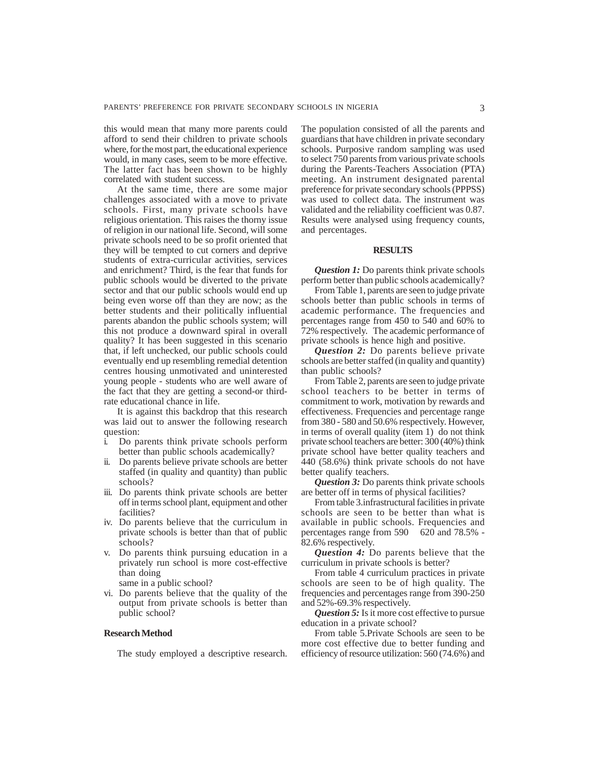this would mean that many more parents could afford to send their children to private schools where, for the most part, the educational experience would, in many cases, seem to be more effective. The latter fact has been shown to be highly correlated with student success.

At the same time, there are some major challenges associated with a move to private schools. First, many private schools have religious orientation. This raises the thorny issue of religion in our national life. Second, will some private schools need to be so profit oriented that they will be tempted to cut corners and deprive students of extra-curricular activities, services and enrichment? Third, is the fear that funds for public schools would be diverted to the private sector and that our public schools would end up being even worse off than they are now; as the better students and their politically influential parents abandon the public schools system; will this not produce a downward spiral in overall quality? It has been suggested in this scenario that, if left unchecked, our public schools could eventually end up resembling remedial detention centres housing unmotivated and uninterested young people - students who are well aware of the fact that they are getting a second-or third-rate educational chance in life.

It is against this backdrop that this research was laid out to answer the following research question:

i. Do parents think private schools perform better than public schools academically?
ii. Do parents believe private schools are better staffed (in quality and quantity) than public schools?
iii. Do parents think private schools are better off in terms school plant, equipment and other facilities?
iv. Do parents believe that the curriculum in private schools is better than that of public schools?
v. Do parents think pursuing education in a privately run school is more cost-effective than doing
   same in a public school?
vi. Do parents believe that the quality of the output from private schools is better than public school?

**Research Method**

The study employed a descriptive research. The population consisted of all the parents and guardians that have children in private secondary schools. Purposive random sampling was used to select 750 parents from various private schools during the Parents-Teachers Association (PTA) meeting. An instrument designated parental preference for private secondary schools (PPPSS) was used to collect data. The instrument was validated and the reliability coefficient was 0.87. Results were analysed using frequency counts, and percentages.

**RESULTS**

***Question 1:*** Do parents think private schools perform better than public schools academically?

From Table 1, parents are seen to judge private schools better than public schools in terms of academic performance. The frequencies and percentages range from 450 to 540 and 60% to 72% respectively. The academic performance of private schools is hence high and positive.

***Question 2:*** Do parents believe private schools are better staffed (in quality and quantity) than public schools?

From Table 2, parents are seen to judge private school teachers to be better in terms of commitment to work, motivation by rewards and effectiveness. Frequencies and percentage range from 380 - 580 and 50.6% respectively. However, in terms of overall quality (item 1) do not think private school teachers are better: 300 (40%) think private school have better quality teachers and 440 (58.6%) think private schools do not have better qualify teachers.

***Question 3:*** Do parents think private schools are better off in terms of physical facilities?

From table 3.infrastructural facilities in private schools are seen to be better than what is available in public schools. Frequencies and percentages range from 590 620 and 78.5% - 82.6% respectively.

***Question 4:*** Do parents believe that the curriculum in private schools is better?

From table 4 curriculum practices in private schools are seen to be of high quality. The frequencies and percentages range from 390-250 and 52%-69.3% respectively.

***Question 5:*** Is it more cost effective to pursue education in a private school?

From table 5.Private Schools are seen to be more cost effective due to better funding and efficiency of resource utilization: 560 (74.6%) and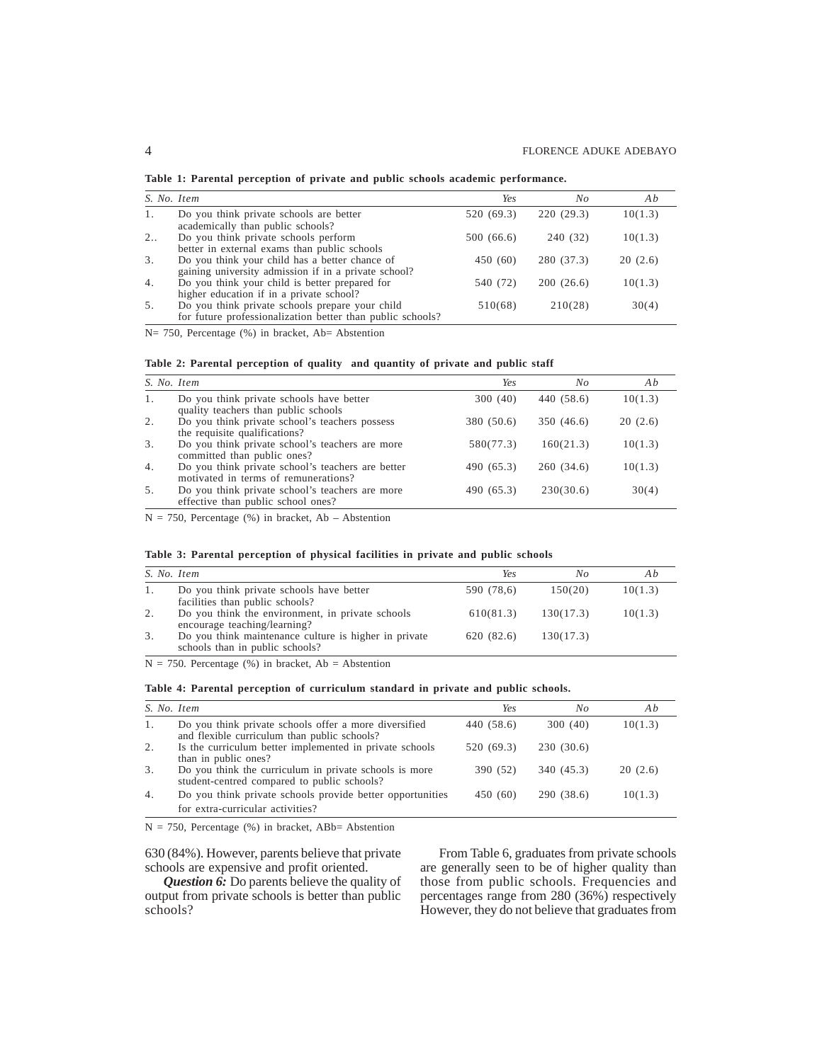**Table 1: Parental perception of private and public schools academic performance.**

| S. No. | Item | Yes | No | Ab |
|---|---|---|---|---|
| 1. | Do you think private schools are better academically than public schools? | 520 (69.3) | 220 (29.3) | 10(1.3) |
| 2.. | Do you think private schools perform better in external exams than public schools | 500 (66.6) | 240 (32) | 10(1.3) |
| 3. | Do you think your child has a better chance of gaining university admission if in a private school? | 450 (60) | 280 (37.3) | 20 (2.6) |
| 4. | Do you think your child is better prepared for higher education if in a private school? | 540 (72) | 200 (26.6) | 10(1.3) |
| 5. | Do you think private schools prepare your child for future professionalization better than public schools? | 510(68) | 210(28) | 30(4) |

N= 750, Percentage (%) in bracket, Ab= Abstention

**Table 2: Parental perception of quality and quantity of private and public staff**

| S. No. | Item | Yes | No | Ab |
|---|---|---|---|---|
| 1. | Do you think private schools have better quality teachers than public schools | 300 (40) | 440 (58.6) | 10(1.3) |
| 2. | Do you think private school's teachers possess the requisite qualifications? | 380 (50.6) | 350 (46.6) | 20 (2.6) |
| 3. | Do you think private school's teachers are more committed than public ones? | 580(77.3) | 160(21.3) | 10(1.3) |
| 4. | Do you think private school's teachers are better motivated in terms of remunerations? | 490 (65.3) | 260 (34.6) | 10(1.3) |
| 5. | Do you think private school's teachers are more effective than public school ones? | 490 (65.3) | 230(30.6) | 30(4) |

N = 750, Percentage (%) in bracket, Ab – Abstention

**Table 3: Parental perception of physical facilities in private and public schools**

| S. No. | Item | Yes | No | Ab |
|---|---|---|---|---|
| 1. | Do you think private schools have better facilities than public schools? | 590 (78,6) | 150(20) | 10(1.3) |
| 2. | Do you think the environment, in private schools encourage teaching/learning? | 610(81.3) | 130(17.3) | 10(1.3) |
| 3. | Do you think maintenance culture is higher in private schools than in public schools? | 620 (82.6) | 130(17.3) | |

N = 750. Percentage (%) in bracket, Ab = Abstention

**Table 4: Parental perception of curriculum standard in private and public schools.**

| S. No. | Item | Yes | No | Ab |
|---|---|---|---|---|
| 1. | Do you think private schools offer a more diversified and flexible curriculum than public schools? | 440 (58.6) | 300 (40) | 10(1.3) |
| 2. | Is the curriculum better implemented in private schools than in public ones? | 520 (69.3) | 230 (30.6) | |
| 3. | Do you think the curriculum in private schools is more student-centred compared to public schools? | 390 (52) | 340 (45.3) | 20 (2.6) |
| 4. | Do you think private schools provide better opportunities for extra-curricular activities? | 450 (60) | 290 (38.6) | 10(1.3) |

N = 750, Percentage (%) in bracket, ABb= Abstention

630 (84%). However, parents believe that private schools are expensive and profit oriented.

***Question 6:*** Do parents believe the quality of output from private schools is better than public schools?

From Table 6, graduates from private schools are generally seen to be of higher quality than those from public schools. Frequencies and percentages range from 280 (36%) respectively However, they do not believe that graduates from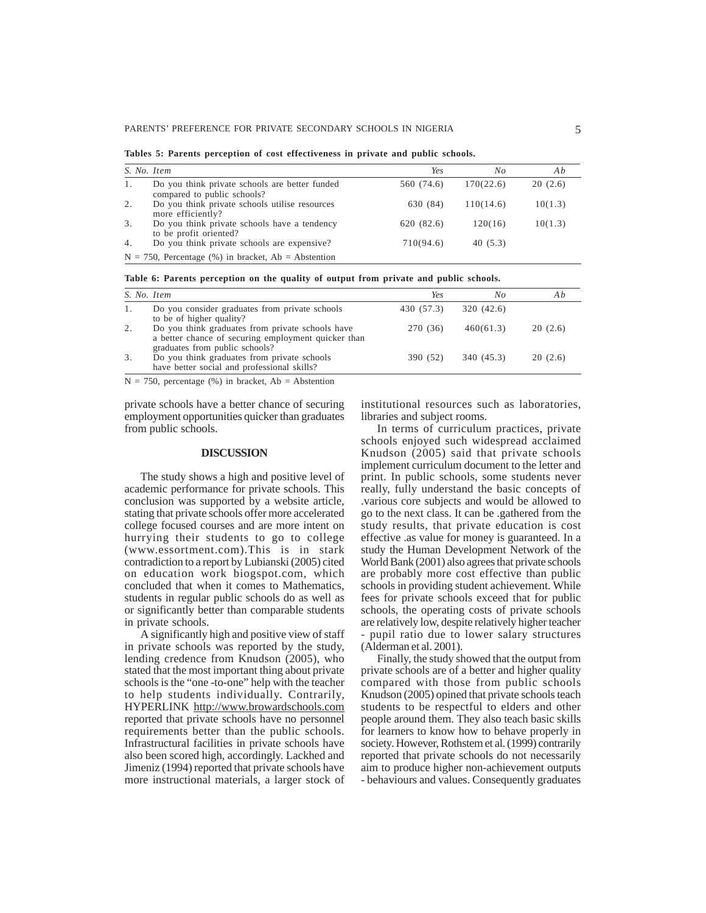**Tables 5: Parents perception of cost effectiveness in private and public schools.**

| S. No. | Item | Yes | No | Ab |
|---|---|---|---|---|
| 1. | Do you think private schools are better funded compared to public schools? | 560 (74.6) | 170(22.6) | 20 (2.6) |
| 2. | Do you think private schools utilise resources more efficiently? | 630 (84) | 110(14.6) | 10(1.3) |
| 3. | Do you think private schools have a tendency to be profit oriented? | 620 (82.6) | 120(16) | 10(1.3) |
| 4. | Do you think private schools are expensive? | 710(94.6) | 40 (5.3) | |

N = 750, Percentage (%) in bracket, Ab = Abstention

**Table 6: Parents perception on the quality of output from private and public schools.**

| S. No. | Item | Yes | No | Ab |
|---|---|---|---|---|
| 1. | Do you consider graduates from private schools to be of higher quality? | 430 (57.3) | 320 (42.6) | |
| 2. | Do you think graduates from private schools have a better chance of securing employment quicker than graduates from public schools? | 270 (36) | 460(61.3) | 20 (2.6) |
| 3. | Do you think graduates from private schools have better social and professional skills? | 390 (52) | 340 (45.3) | 20 (2.6) |

N = 750, percentage (%) in bracket, Ab = Abstention

private schools have a better chance of securing employment opportunities quicker than graduates from public schools.

## DISCUSSION

The study shows a high and positive level of academic performance for private schools. This conclusion was supported by a website article, stating that private schools offer more accelerated college focused courses and are more intent on hurrying their students to go to college (www.essortment.com).This is in stark contradiction to a report by Lubianski (2005) cited on education work biogspot.com, which concluded that when it comes to Mathematics, students in regular public schools do as well as or significantly better than comparable students in private schools.

A significantly high and positive view of staff in private schools was reported by the study, lending credence from Knudson (2005), who stated that the most important thing about private schools is the "one -to-one" help with the teacher to help students individually. Contrarily, HYPERLINK http://www.browardschools.com reported that private schools have no personnel requirements better than the public schools. Infrastructural facilities in private schools have also been scored high, accordingly. Lackhed and Jimeniz (1994) reported that private schools have more instructional materials, a larger stock of institutional resources such as laboratories, libraries and subject rooms.

In terms of curriculum practices, private schools enjoyed such widespread acclaimed Knudson (2005) said that private schools implement curriculum document to the letter and print. In public schools, some students never really, fully understand the basic concepts of .various core subjects and would be allowed to go to the next class. It can be .gathered from the study results, that private education is cost effective .as value for money is guaranteed. In a study the Human Development Network of the World Bank (2001) also agrees that private schools are probably more cost effective than public schools in providing student achievement. While fees for private schools exceed that for public schools, the operating costs of private schools are relatively low, despite relatively higher teacher - pupil ratio due to lower salary structures (Alderman et al. 2001).

Finally, the study showed that the output from private schools are of a better and higher quality compared with those from public schools Knudson (2005) opined that private schools teach students to be respectful to elders and other people around them. They also teach basic skills for learners to know how to behave properly in society. However, Rothstem et al. (1999) contrarily reported that private schools do not necessarily aim to produce higher non-achievement outputs - behaviours and values. Consequently graduates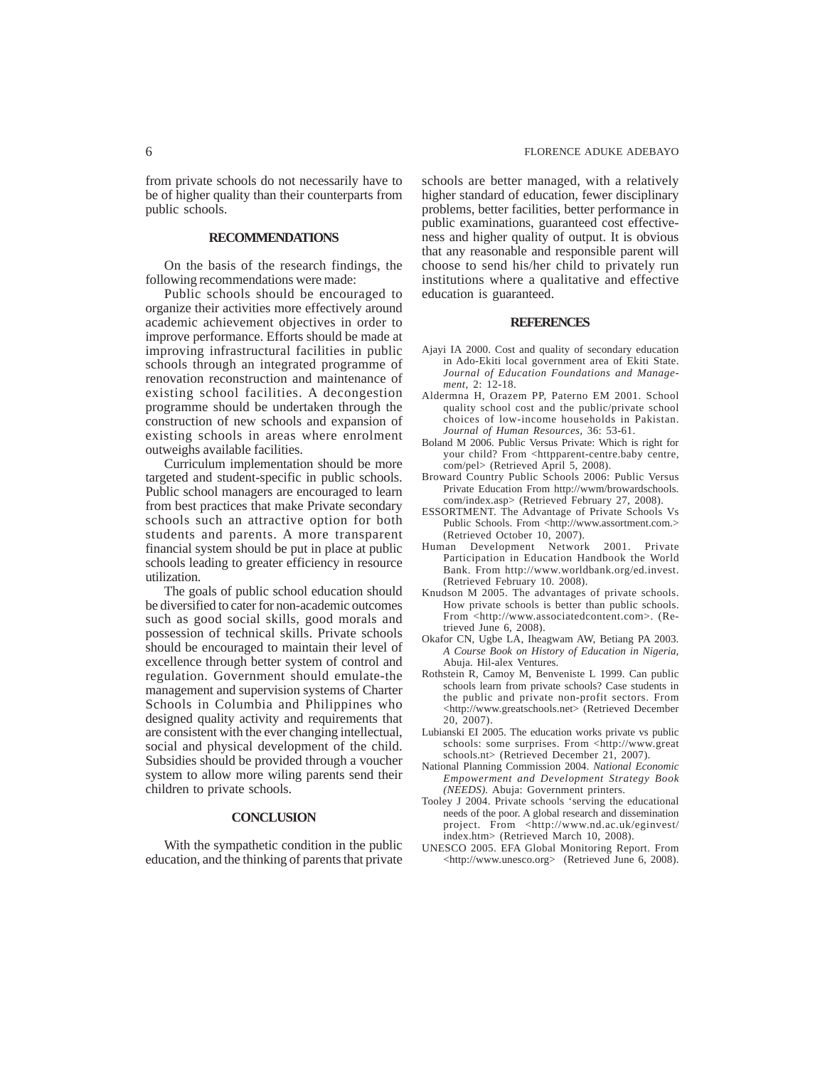from private schools do not necessarily have to be of higher quality than their counterparts from public schools.

## RECOMMENDATIONS

On the basis of the research findings, the following recommendations were made:

Public schools should be encouraged to organize their activities more effectively around academic achievement objectives in order to improve performance. Efforts should be made at improving infrastructural facilities in public schools through an integrated programme of renovation reconstruction and maintenance of existing school facilities. A decongestion programme should be undertaken through the construction of new schools and expansion of existing schools in areas where enrolment outweighs available facilities.

Curriculum implementation should be more targeted and student-specific in public schools. Public school managers are encouraged to learn from best practices that make Private secondary schools such an attractive option for both students and parents. A more transparent financial system should be put in place at public schools leading to greater efficiency in resource utilization.

The goals of public school education should be diversified to cater for non-academic outcomes such as good social skills, good morals and possession of technical skills. Private schools should be encouraged to maintain their level of excellence through better system of control and regulation. Government should emulate-the management and supervision systems of Charter Schools in Columbia and Philippines who designed quality activity and requirements that are consistent with the ever changing intellectual, social and physical development of the child. Subsidies should be provided through a voucher system to allow more wiling parents send their children to private schools.

## CONCLUSION

With the sympathetic condition in the public education, and the thinking of parents that private schools are better managed, with a relatively higher standard of education, fewer disciplinary problems, better facilities, better performance in public examinations, guaranteed cost effectiveness and higher quality of output. It is obvious that any reasonable and responsible parent will choose to send his/her child to privately run institutions where a qualitative and effective education is guaranteed.

## REFERENCES

Ajayi IA 2000. Cost and quality of secondary education in Ado-Ekiti local government area of Ekiti State. *Journal of Education Foundations and Management*, 2: 12-18.

Aldermna H, Orazem PP, Paterno EM 2001. School quality school cost and the public/private school choices of low-income households in Pakistan. *Journal of Human Resources*, 36: 53-61.

Boland M 2006. Public Versus Private: Which is right for your child? From <httpparent-centre.baby centre, com/pel> (Retrieved April 5, 2008).

Broward Country Public Schools 2006: Public Versus Private Education From http://wwm/browardschools. com/index.asp> (Retrieved February 27, 2008).

ESSORTMENT. The Advantage of Private Schools Vs Public Schools. From <http://www.assortment.com.> (Retrieved October 10, 2007).

Human Development Network 2001. Private Participation in Education Handbook the World Bank. From http://www.worldbank.org/ed.invest. (Retrieved February 10. 2008).

Knudson M 2005. The advantages of private schools. How private schools is better than public schools. From <http://www.associatedcontent.com>. (Retrieved June 6, 2008).

Okafor CN, Ugbe LA, Iheagwam AW, Betiang PA 2003. *A Course Book on History of Education in Nigeria,* Abuja. Hil-alex Ventures.

Rothstein R, Camoy M, Benveniste L 1999. Can public schools learn from private schools? Case students in the public and private non-profit sectors. From <http://www.greatschools.net> (Retrieved December 20, 2007).

Lubianski EI 2005. The education works private vs public schools: some surprises. From <http://www.great schools.nt> (Retrieved December 21, 2007).

National Planning Commission 2004. *National Economic Empowerment and Development Strategy Book (NEEDS).* Abuja: Government printers.

Tooley J 2004. Private schools 'serving the educational needs of the poor. A global research and dissemination project. From <http://www.nd.ac.uk/eginvest/index.htm> (Retrieved March 10, 2008).

UNESCO 2005. EFA Global Monitoring Report. From <http://www.unesco.org> (Retrieved June 6, 2008).